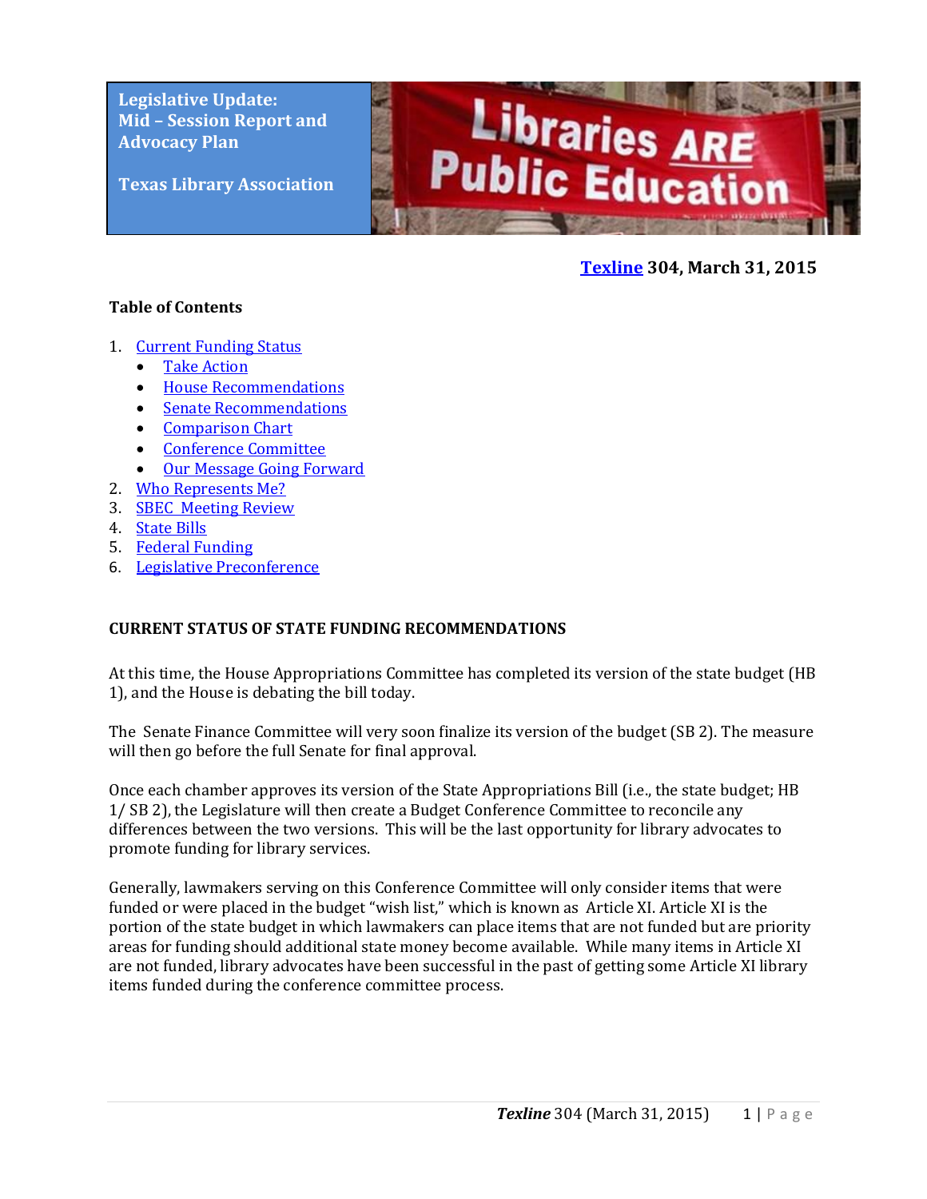**Legislative Update:**
**Mid – Session Report and Advocacy Plan**

**Texas Library Association**

**[Texline](#) 304, March 31, 2015**

**Table of Contents**

1. [Current Funding Status](#)
   - [Take Action](#)
   - [House Recommendations](#)
   - [Senate Recommendations](#)
   - [Comparison Chart](#)
   - [Conference Committee](#)
   - [Our Message Going Forward](#)
2. [Who Represents Me?](#)
3. [SBEC Meeting Review](#)
4. [State Bills](#)
5. [Federal Funding](#)
6. [Legislative Preconference](#)

## CURRENT STATUS OF STATE FUNDING RECOMMENDATIONS

At this time, the House Appropriations Committee has completed its version of the state budget (HB 1), and the House is debating the bill today.

The Senate Finance Committee will very soon finalize its version of the budget (SB 2). The measure will then go before the full Senate for final approval.

Once each chamber approves its version of the State Appropriations Bill (i.e., the state budget; HB 1/ SB 2), the Legislature will then create a Budget Conference Committee to reconcile any differences between the two versions. This will be the last opportunity for library advocates to promote funding for library services.

Generally, lawmakers serving on this Conference Committee will only consider items that were funded or were placed in the budget "wish list," which is known as Article XI. Article XI is the portion of the state budget in which lawmakers can place items that are not funded but are priority areas for funding should additional state money become available. While many items in Article XI are not funded, library advocates have been successful in the past of getting some Article XI library items funded during the conference committee process.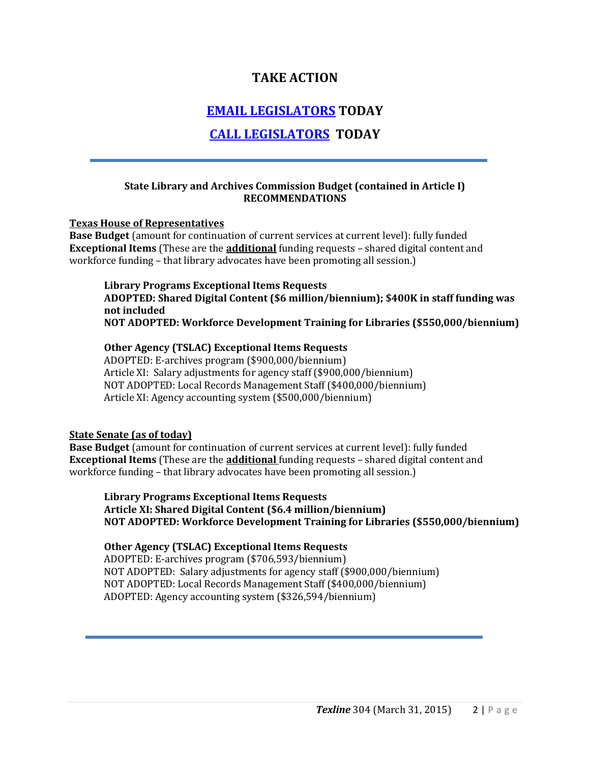# TAKE ACTION

## EMAIL LEGISLATORS TODAY

## CALL LEGISLATORS TODAY

---

**State Library and Archives Commission Budget (contained in Article I)**
**RECOMMENDATIONS**

**Texas House of Representatives**

**Base Budget** (amount for continuation of current services at current level): fully funded
**Exceptional Items** (These are the **additional** funding requests – shared digital content and workforce funding – that library advocates have been promoting all session.)

> **Library Programs Exceptional Items Requests**
> **ADOPTED: Shared Digital Content ($6 million/biennium); $400K in staff funding was not included**
> **NOT ADOPTED: Workforce Development Training for Libraries ($550,000/biennium)**
>
> **Other Agency (TSLAC) Exceptional Items Requests**
> ADOPTED: E-archives program ($900,000/biennium)
> Article XI: Salary adjustments for agency staff ($900,000/biennium)
> NOT ADOPTED: Local Records Management Staff ($400,000/biennium)
> Article XI: Agency accounting system ($500,000/biennium)

**State Senate (as of today)**

**Base Budget** (amount for continuation of current services at current level): fully funded
**Exceptional Items** (These are the **additional** funding requests – shared digital content and workforce funding – that library advocates have been promoting all session.)

> **Library Programs Exceptional Items Requests**
> **Article XI: Shared Digital Content ($6.4 million/biennium)**
> **NOT ADOPTED: Workforce Development Training for Libraries ($550,000/biennium)**
>
> **Other Agency (TSLAC) Exceptional Items Requests**
> ADOPTED: E-archives program ($706,593/biennium)
> NOT ADOPTED: Salary adjustments for agency staff ($900,000/biennium)
> NOT ADOPTED: Local Records Management Staff ($400,000/biennium)
> ADOPTED: Agency accounting system ($326,594/biennium)

---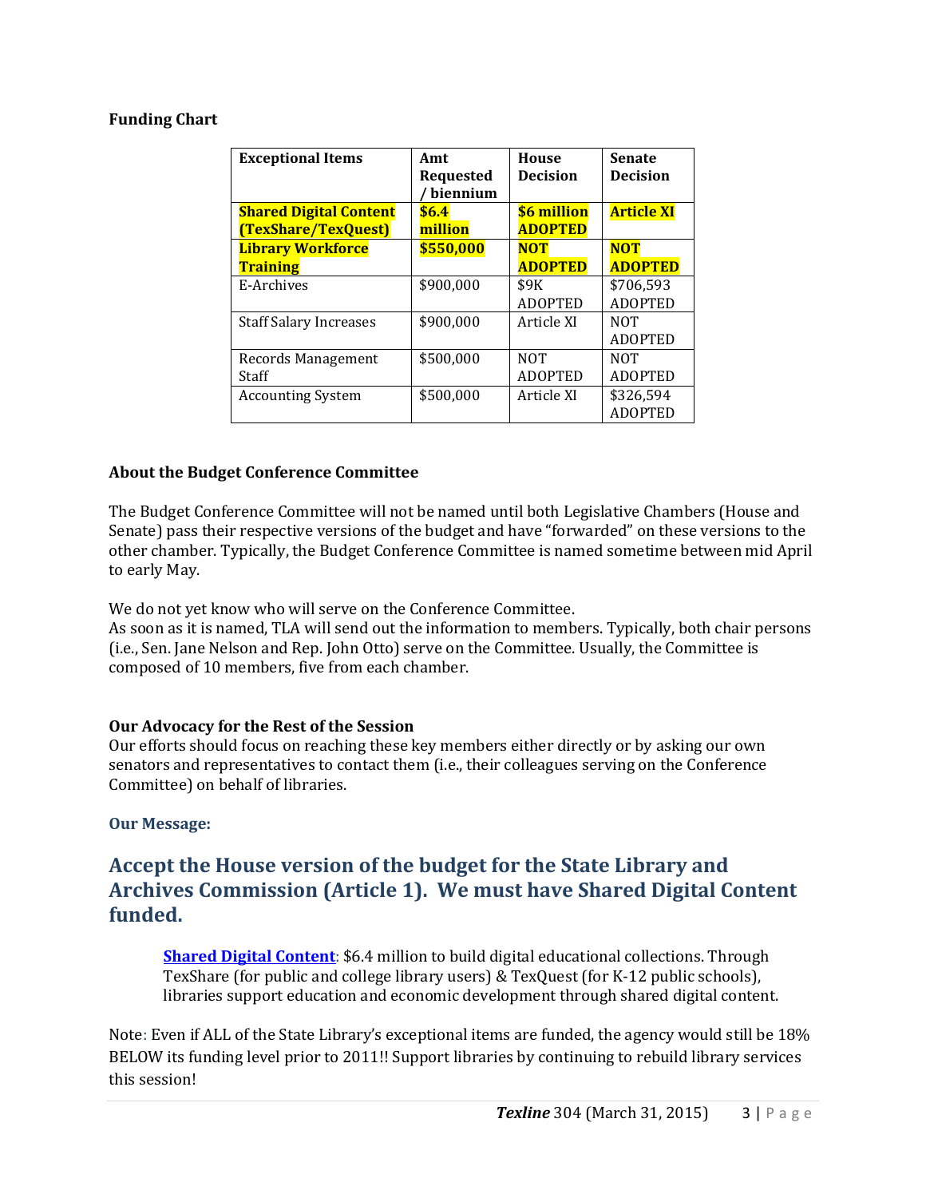**Funding Chart**

| Exceptional Items | Amt Requested / biennium | House Decision | Senate Decision |
|---|---|---|---|
| **Shared Digital Content (TexShare/TexQuest)** | **$6.4 million** | **$6 million ADOPTED** | **Article XI** |
| **Library Workforce Training** | **$550,000** | **NOT ADOPTED** | **NOT ADOPTED** |
| E-Archives | $900,000 | $9K ADOPTED | $706,593 ADOPTED |
| Staff Salary Increases | $900,000 | Article XI | NOT ADOPTED |
| Records Management Staff | $500,000 | NOT ADOPTED | NOT ADOPTED |
| Accounting System | $500,000 | Article XI | $326,594 ADOPTED |

**About the Budget Conference Committee**

The Budget Conference Committee will not be named until both Legislative Chambers (House and Senate) pass their respective versions of the budget and have "forwarded" on these versions to the other chamber. Typically, the Budget Conference Committee is named sometime between mid April to early May.

We do not yet know who will serve on the Conference Committee.
As soon as it is named, TLA will send out the information to members. Typically, both chair persons (i.e., Sen. Jane Nelson and Rep. John Otto) serve on the Committee. Usually, the Committee is composed of 10 members, five from each chamber.

**Our Advocacy for the Rest of the Session**
Our efforts should focus on reaching these key members either directly or by asking our own senators and representatives to contact them (i.e., their colleagues serving on the Conference Committee) on behalf of libraries.

**Our Message:**

## Accept the House version of the budget for the State Library and Archives Commission (Article 1). We must have Shared Digital Content funded.

> **Shared Digital Content**: $6.4 million to build digital educational collections. Through TexShare (for public and college library users) & TexQuest (for K-12 public schools), libraries support education and economic development through shared digital content.

Note: Even if ALL of the State Library's exceptional items are funded, the agency would still be 18% BELOW its funding level prior to 2011!! Support libraries by continuing to rebuild library services this session!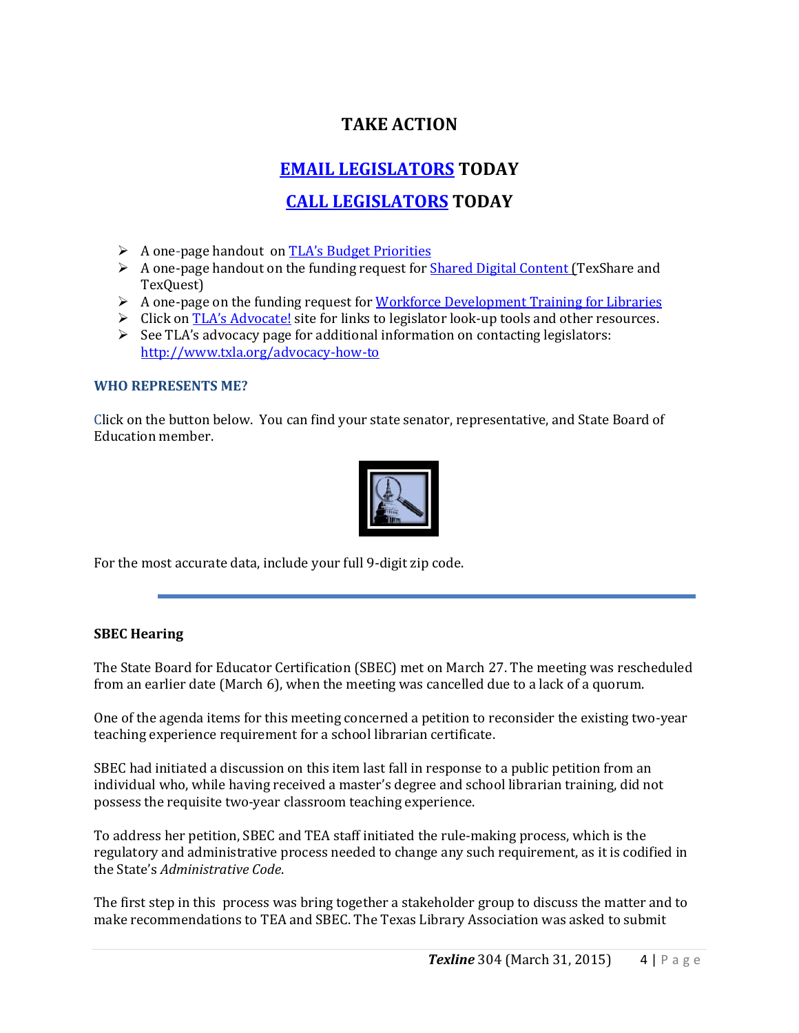# TAKE ACTION

## EMAIL LEGISLATORS TODAY

## CALL LEGISLATORS TODAY

- A one-page handout on TLA's Budget Priorities
- A one-page handout on the funding request for Shared Digital Content (TexShare and TexQuest)
- A one-page on the funding request for Workforce Development Training for Libraries
- Click on TLA's Advocate! site for links to legislator look-up tools and other resources.
- See TLA's advocacy page for additional information on contacting legislators: http://www.txla.org/advocacy-how-to

### WHO REPRESENTS ME?

Click on the button below. You can find your state senator, representative, and State Board of Education member.

For the most accurate data, include your full 9-digit zip code.

---

**SBEC Hearing**

The State Board for Educator Certification (SBEC) met on March 27. The meeting was rescheduled from an earlier date (March 6), when the meeting was cancelled due to a lack of a quorum.

One of the agenda items for this meeting concerned a petition to reconsider the existing two-year teaching experience requirement for a school librarian certificate.

SBEC had initiated a discussion on this item last fall in response to a public petition from an individual who, while having received a master's degree and school librarian training, did not possess the requisite two-year classroom teaching experience.

To address her petition, SBEC and TEA staff initiated the rule-making process, which is the regulatory and administrative process needed to change any such requirement, as it is codified in the State's *Administrative Code*.

The first step in this process was bring together a stakeholder group to discuss the matter and to make recommendations to TEA and SBEC. The Texas Library Association was asked to submit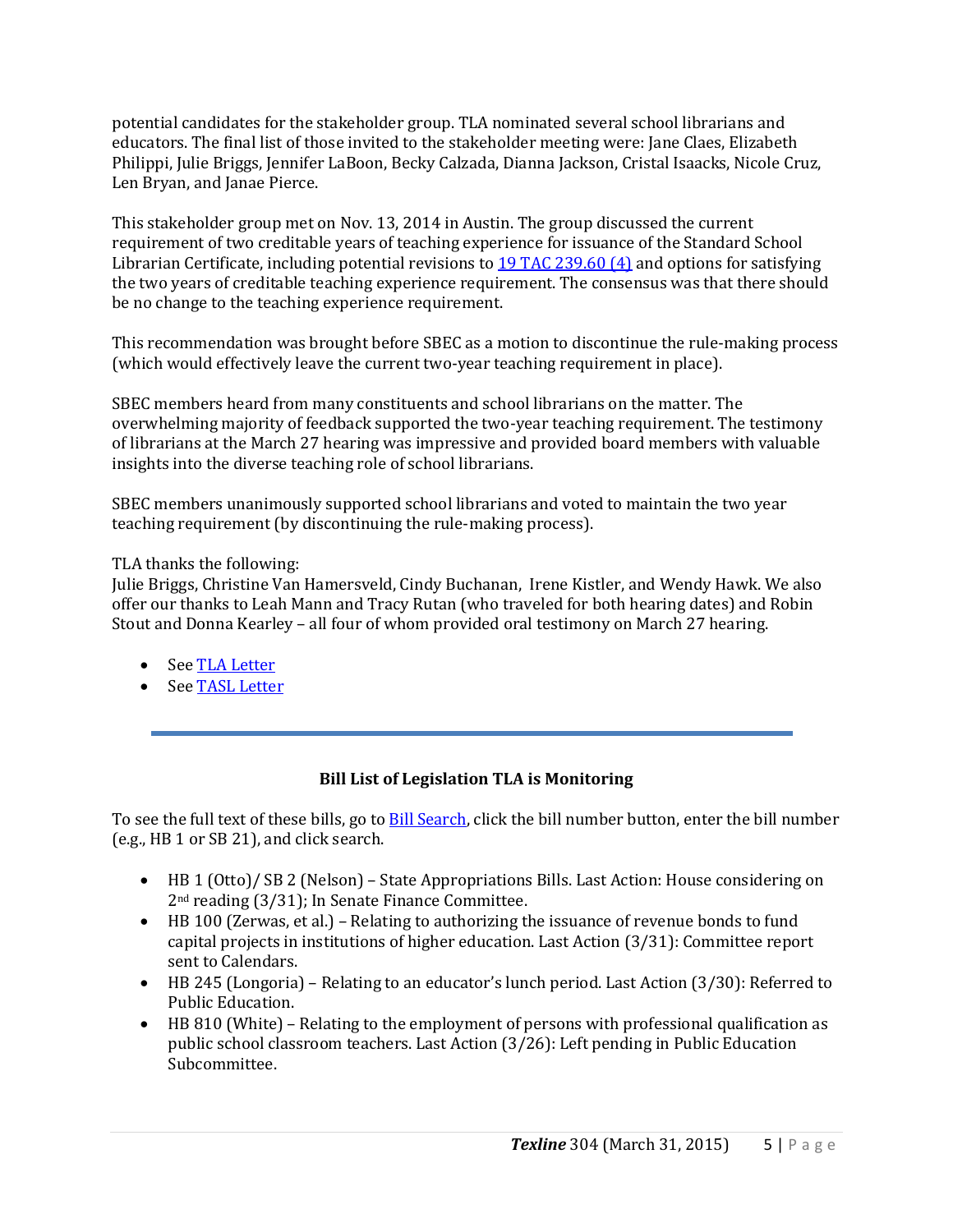potential candidates for the stakeholder group. TLA nominated several school librarians and educators. The final list of those invited to the stakeholder meeting were: Jane Claes, Elizabeth Philippi, Julie Briggs, Jennifer LaBoon, Becky Calzada, Dianna Jackson, Cristal Isaacks, Nicole Cruz, Len Bryan, and Janae Pierce.

This stakeholder group met on Nov. 13, 2014 in Austin. The group discussed the current requirement of two creditable years of teaching experience for issuance of the Standard School Librarian Certificate, including potential revisions to [19 TAC 239.60 (4)] and options for satisfying the two years of creditable teaching experience requirement. The consensus was that there should be no change to the teaching experience requirement.

This recommendation was brought before SBEC as a motion to discontinue the rule-making process (which would effectively leave the current two-year teaching requirement in place).

SBEC members heard from many constituents and school librarians on the matter. The overwhelming majority of feedback supported the two-year teaching requirement. The testimony of librarians at the March 27 hearing was impressive and provided board members with valuable insights into the diverse teaching role of school librarians.

SBEC members unanimously supported school librarians and voted to maintain the two year teaching requirement (by discontinuing the rule-making process).

TLA thanks the following:
Julie Briggs, Christine Van Hamersveld, Cindy Buchanan, Irene Kistler, and Wendy Hawk. We also offer our thanks to Leah Mann and Tracy Rutan (who traveled for both hearing dates) and Robin Stout and Donna Kearley – all four of whom provided oral testimony on March 27 hearing.

- See TLA Letter
- See TASL Letter

---

### Bill List of Legislation TLA is Monitoring

To see the full text of these bills, go to Bill Search, click the bill number button, enter the bill number (e.g., HB 1 or SB 21), and click search.

- HB 1 (Otto)/ SB 2 (Nelson) – State Appropriations Bills. Last Action: House considering on 2nd reading (3/31); In Senate Finance Committee.
- HB 100 (Zerwas, et al.) – Relating to authorizing the issuance of revenue bonds to fund capital projects in institutions of higher education. Last Action (3/31): Committee report sent to Calendars.
- HB 245 (Longoria) – Relating to an educator's lunch period. Last Action (3/30): Referred to Public Education.
- HB 810 (White) – Relating to the employment of persons with professional qualification as public school classroom teachers. Last Action (3/26): Left pending in Public Education Subcommittee.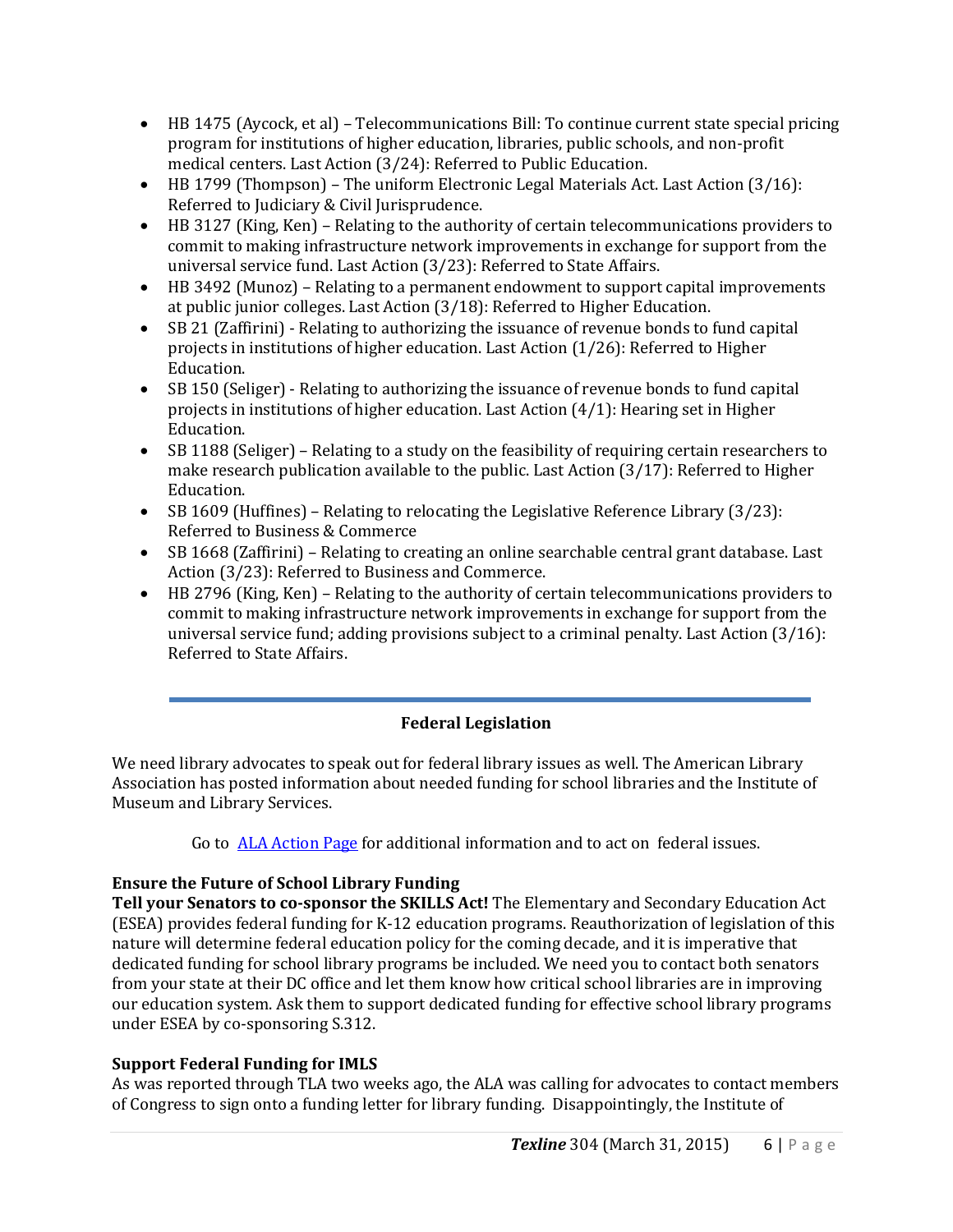- HB 1475 (Aycock, et al) – Telecommunications Bill: To continue current state special pricing program for institutions of higher education, libraries, public schools, and non-profit medical centers. Last Action (3/24): Referred to Public Education.
- HB 1799 (Thompson) – The uniform Electronic Legal Materials Act. Last Action (3/16): Referred to Judiciary & Civil Jurisprudence.
- HB 3127 (King, Ken) – Relating to the authority of certain telecommunications providers to commit to making infrastructure network improvements in exchange for support from the universal service fund. Last Action (3/23): Referred to State Affairs.
- HB 3492 (Munoz) – Relating to a permanent endowment to support capital improvements at public junior colleges. Last Action (3/18): Referred to Higher Education.
- SB 21 (Zaffirini) - Relating to authorizing the issuance of revenue bonds to fund capital projects in institutions of higher education. Last Action (1/26): Referred to Higher Education.
- SB 150 (Seliger) - Relating to authorizing the issuance of revenue bonds to fund capital projects in institutions of higher education. Last Action (4/1): Hearing set in Higher Education.
- SB 1188 (Seliger) – Relating to a study on the feasibility of requiring certain researchers to make research publication available to the public. Last Action (3/17): Referred to Higher Education.
- SB 1609 (Huffines) – Relating to relocating the Legislative Reference Library (3/23): Referred to Business & Commerce
- SB 1668 (Zaffirini) – Relating to creating an online searchable central grant database. Last Action (3/23): Referred to Business and Commerce.
- HB 2796 (King, Ken) – Relating to the authority of certain telecommunications providers to commit to making infrastructure network improvements in exchange for support from the universal service fund; adding provisions subject to a criminal penalty. Last Action (3/16): Referred to State Affairs.

---

## Federal Legislation

We need library advocates to speak out for federal library issues as well. The American Library Association has posted information about needed funding for school libraries and the Institute of Museum and Library Services.

Go to ALA Action Page for additional information and to act on federal issues.

### Ensure the Future of School Library Funding

**Tell your Senators to co-sponsor the SKILLS Act!** The Elementary and Secondary Education Act (ESEA) provides federal funding for K-12 education programs. Reauthorization of legislation of this nature will determine federal education policy for the coming decade, and it is imperative that dedicated funding for school library programs be included. We need you to contact both senators from your state at their DC office and let them know how critical school libraries are in improving our education system. Ask them to support dedicated funding for effective school library programs under ESEA by co-sponsoring S.312.

### Support Federal Funding for IMLS

As was reported through TLA two weeks ago, the ALA was calling for advocates to contact members of Congress to sign onto a funding letter for library funding. Disappointingly, the Institute of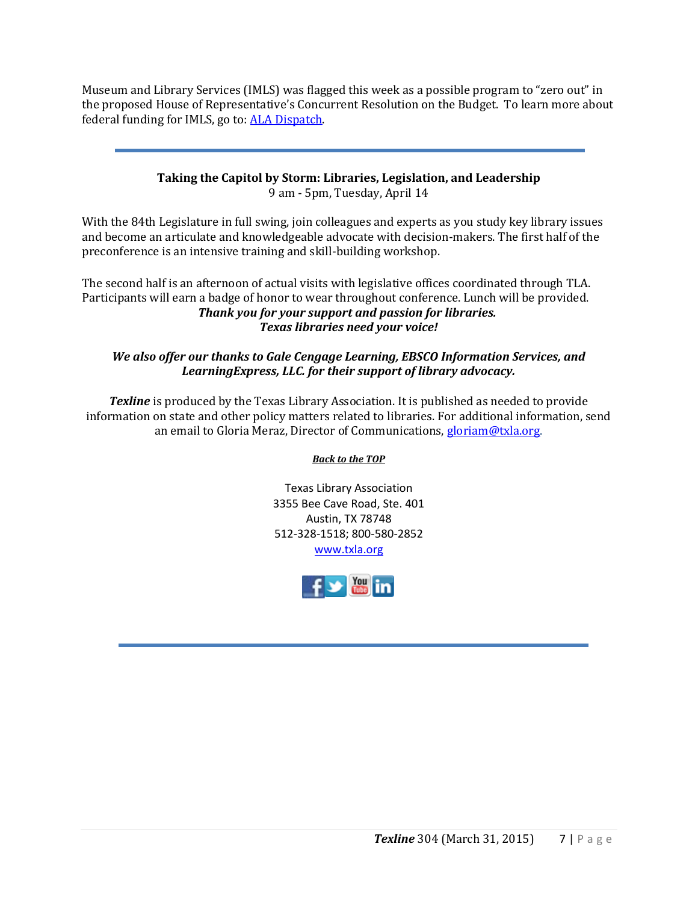Museum and Library Services (IMLS) was flagged this week as a possible program to "zero out" in the proposed House of Representative's Concurrent Resolution on the Budget. To learn more about federal funding for IMLS, go to: [ALA Dispatch](ALA Dispatch).

---

**Taking the Capitol by Storm: Libraries, Legislation, and Leadership**
9 am - 5pm, Tuesday, April 14

With the 84th Legislature in full swing, join colleagues and experts as you study key library issues and become an articulate and knowledgeable advocate with decision-makers. The first half of the preconference is an intensive training and skill-building workshop.

The second half is an afternoon of actual visits with legislative offices coordinated through TLA. Participants will earn a badge of honor to wear throughout conference. Lunch will be provided.

***Thank you for your support and passion for libraries.***
***Texas libraries need your voice!***

***We also offer our thanks to Gale Cengage Learning, EBSCO Information Services, and LearningExpress, LLC. for their support of library advocacy.***

***Texline*** is produced by the Texas Library Association. It is published as needed to provide information on state and other policy matters related to libraries. For additional information, send an email to Gloria Meraz, Director of Communications, gloriam@txla.org.

***Back to the TOP***

Texas Library Association
3355 Bee Cave Road, Ste. 401
Austin, TX 78748
512-328-1518; 800-580-2852
www.txla.org

---